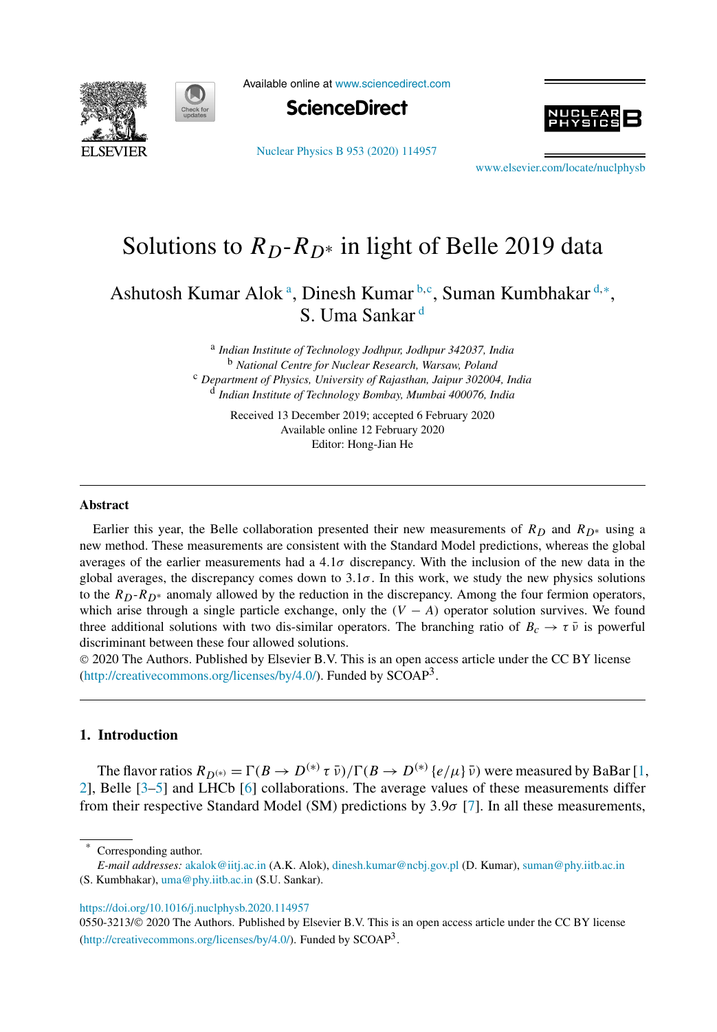# Solutions to $R_D$-$R_{D^*}$ in light of Belle 2019 data

Ashutosh Kumar Alok [a], Dinesh Kumar [b,c], Suman Kumbhakar [d,*], S. Uma Sankar [d]

[a] *Indian Institute of Technology Jodhpur, Jodhpur 342037, India*
[b] *National Centre for Nuclear Research, Warsaw, Poland*
[c] *Department of Physics, University of Rajasthan, Jaipur 302004, India*
[d] *Indian Institute of Technology Bombay, Mumbai 400076, India*

Received 13 December 2019; accepted 6 February 2020
Available online 12 February 2020
Editor: Hong-Jian He

## Abstract

Earlier this year, the Belle collaboration presented their new measurements of $R_D$ and $R_{D^*}$ using a new method. These measurements are consistent with the Standard Model predictions, whereas the global averages of the earlier measurements had a $4.1\sigma$ discrepancy. With the inclusion of the new data in the global averages, the discrepancy comes down to $3.1\sigma$. In this work, we study the new physics solutions to the $R_D$-$R_{D^*}$ anomaly allowed by the reduction in the discrepancy. Among the four fermion operators, which arise through a single particle exchange, only the $(V - A)$ operator solution survives. We found three additional solutions with two dis-similar operators. The branching ratio of $B_c \to \tau\,\bar{\nu}$ is powerful discriminant between these four allowed solutions.

© 2020 The Authors. Published by Elsevier B.V. This is an open access article under the CC BY license (http://creativecommons.org/licenses/by/4.0/). Funded by SCOAP[3].

## 1. Introduction

The flavor ratios $R_{D^{(*)}} = \Gamma(B \to D^{(*)}\,\tau\,\bar{\nu})/\Gamma(B \to D^{(*)}\,\{e/\mu\}\,\bar{\nu})$ were measured by BaBar [1,2], Belle [3–5] and LHCb [6] collaborations. The average values of these measurements differ from their respective Standard Model (SM) predictions by $3.9\sigma$ [7]. In all these measurements,

---

* Corresponding author.
*E-mail addresses:* akalok@iitj.ac.in (A.K. Alok), dinesh.kumar@ncbj.gov.pl (D. Kumar), suman@phy.iitb.ac.in (S. Kumbhakar), uma@phy.iitb.ac.in (S.U. Sankar).

https://doi.org/10.1016/j.nuclphysb.2020.114957
0550-3213/© 2020 The Authors. Published by Elsevier B.V. This is an open access article under the CC BY license (http://creativecommons.org/licenses/by/4.0/). Funded by SCOAP[3].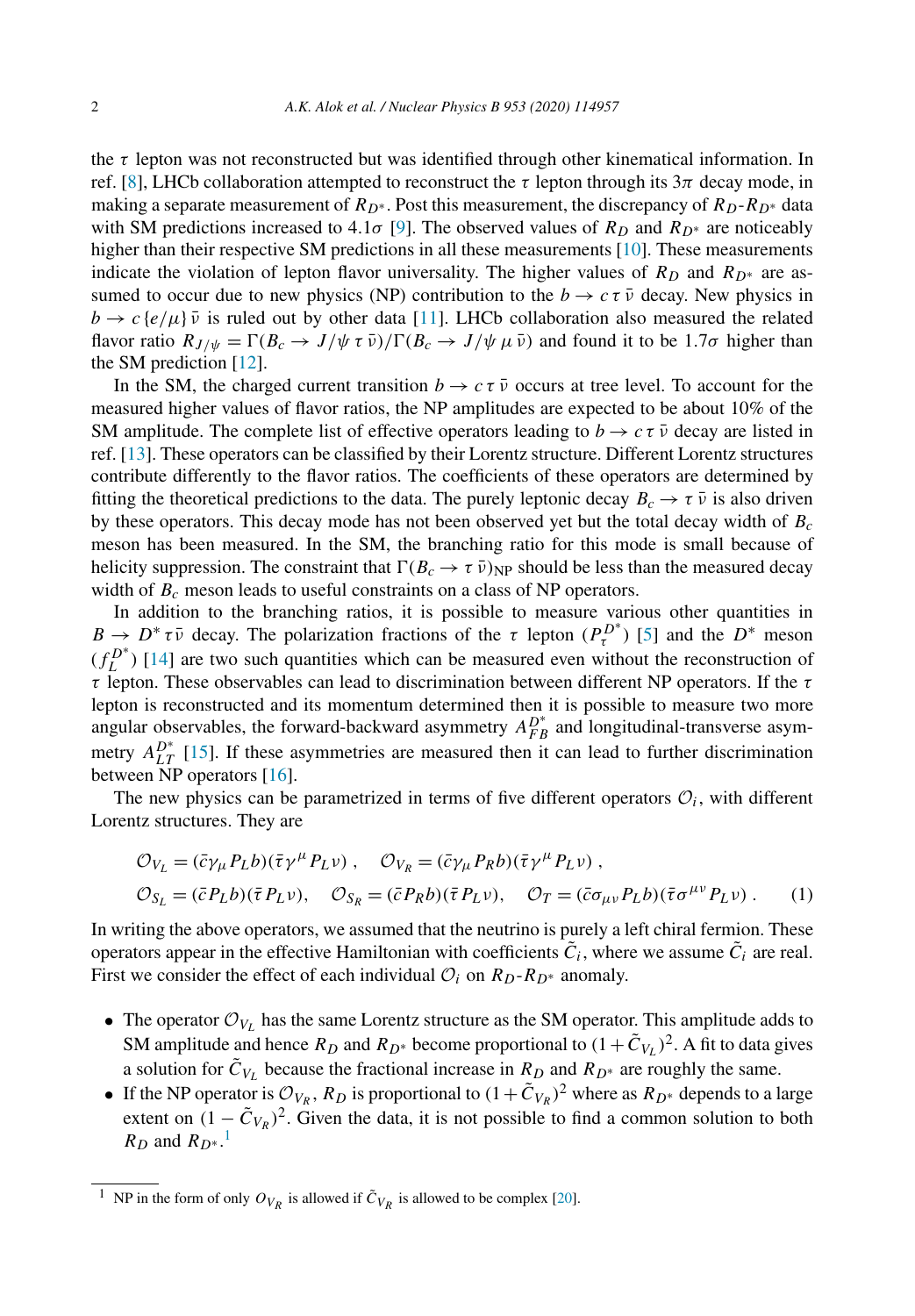the $\tau$ lepton was not reconstructed but was identified through other kinematical information. In ref. [8], LHCb collaboration attempted to reconstruct the $\tau$ lepton through its $3\pi$ decay mode, in making a separate measurement of $R_{D^*}$. Post this measurement, the discrepancy of $R_D$-$R_{D^*}$ data with SM predictions increased to $4.1\sigma$ [9]. The observed values of $R_D$ and $R_{D^*}$ are noticeably higher than their respective SM predictions in all these measurements [10]. These measurements indicate the violation of lepton flavor universality. The higher values of $R_D$ and $R_{D^*}$ are assumed to occur due to new physics (NP) contribution to the $b \to c\,\tau\,\bar{\nu}$ decay. New physics in $b \to c\,\{e/\mu\}\,\bar{\nu}$ is ruled out by other data [11]. LHCb collaboration also measured the related flavor ratio $R_{J/\psi} = \Gamma(B_c \to J/\psi\,\tau\,\bar{\nu})/\Gamma(B_c \to J/\psi\,\mu\,\bar{\nu})$ and found it to be $1.7\sigma$ higher than the SM prediction [12].

In the SM, the charged current transition $b \to c\,\tau\,\bar{\nu}$ occurs at tree level. To account for the measured higher values of flavor ratios, the NP amplitudes are expected to be about 10% of the SM amplitude. The complete list of effective operators leading to $b \to c\,\tau\,\bar{\nu}$ decay are listed in ref. [13]. These operators can be classified by their Lorentz structure. Different Lorentz structures contribute differently to the flavor ratios. The coefficients of these operators are determined by fitting the theoretical predictions to the data. The purely leptonic decay $B_c \to \tau\,\bar{\nu}$ is also driven by these operators. This decay mode has not been observed yet but the total decay width of $B_c$ meson has been measured. In the SM, the branching ratio for this mode is small because of helicity suppression. The constraint that $\Gamma(B_c \to \tau\,\bar{\nu})_{\rm NP}$ should be less than the measured decay width of $B_c$ meson leads to useful constraints on a class of NP operators.

In addition to the branching ratios, it is possible to measure various other quantities in $B \to D^*\tau\bar{\nu}$ decay. The polarization fractions of the $\tau$ lepton ($P_\tau^{D^*}$) [5] and the $D^*$ meson ($f_L^{D^*}$) [14] are two such quantities which can be measured even without the reconstruction of $\tau$ lepton. These observables can lead to discrimination between different NP operators. If the $\tau$ lepton is reconstructed and its momentum determined then it is possible to measure two more angular observables, the forward-backward asymmetry $A_{FB}^{D^*}$ and longitudinal-transverse asymmetry $A_{LT}^{D^*}$ [15]. If these asymmetries are measured then it can lead to further discrimination between NP operators [16].

The new physics can be parametrized in terms of five different operators $\mathcal{O}_i$, with different Lorentz structure. They are

$$
\begin{aligned}
&\mathcal{O}_{V_L} = (\bar{c}\gamma_\mu P_L b)(\bar{\tau}\gamma^\mu P_L \nu)\,, \quad \mathcal{O}_{V_R} = (\bar{c}\gamma_\mu P_R b)(\bar{\tau}\gamma^\mu P_L \nu)\,,\\
&\mathcal{O}_{S_L} = (\bar{c} P_L b)(\bar{\tau} P_L \nu), \quad \mathcal{O}_{S_R} = (\bar{c} P_R b)(\bar{\tau} P_L \nu), \quad \mathcal{O}_{T} = (\bar{c}\sigma_{\mu\nu} P_L b)(\bar{\tau}\sigma^{\mu\nu} P_L \nu)\,. \qquad (1)
\end{aligned}
$$

In writing the above operators, we assumed that the neutrino is purely a left chiral fermion. These operators appear in the effective Hamiltonian with coefficients $\tilde{C}_i$, where we assume $\tilde{C}_i$ are real. First we consider the effect of each individual $\mathcal{O}_i$ on $R_D$-$R_{D^*}$ anomaly.

- The operator $\mathcal{O}_{V_L}$ has the same Lorentz structure as the SM operator. This amplitude adds to SM amplitude and hence $R_D$ and $R_{D^*}$ become proportional to $(1 + \tilde{C}_{V_L})^2$. A fit to data gives a solution for $\tilde{C}_{V_L}$ because the fractional increase in $R_D$ and $R_{D^*}$ are roughly the same.
- If the NP operator is $\mathcal{O}_{V_R}$, $R_D$ is proportional to $(1 + \tilde{C}_{V_R})^2$ where as $R_{D^*}$ depends to a large extent on $(1 - \tilde{C}_{V_R})^2$. Given the data, it is not possible to find a common solution to both $R_D$ and $R_{D^*}$.[1]

[1] NP in the form of only $O_{V_R}$ is allowed if $\tilde{C}_{V_R}$ is allowed to be complex [20].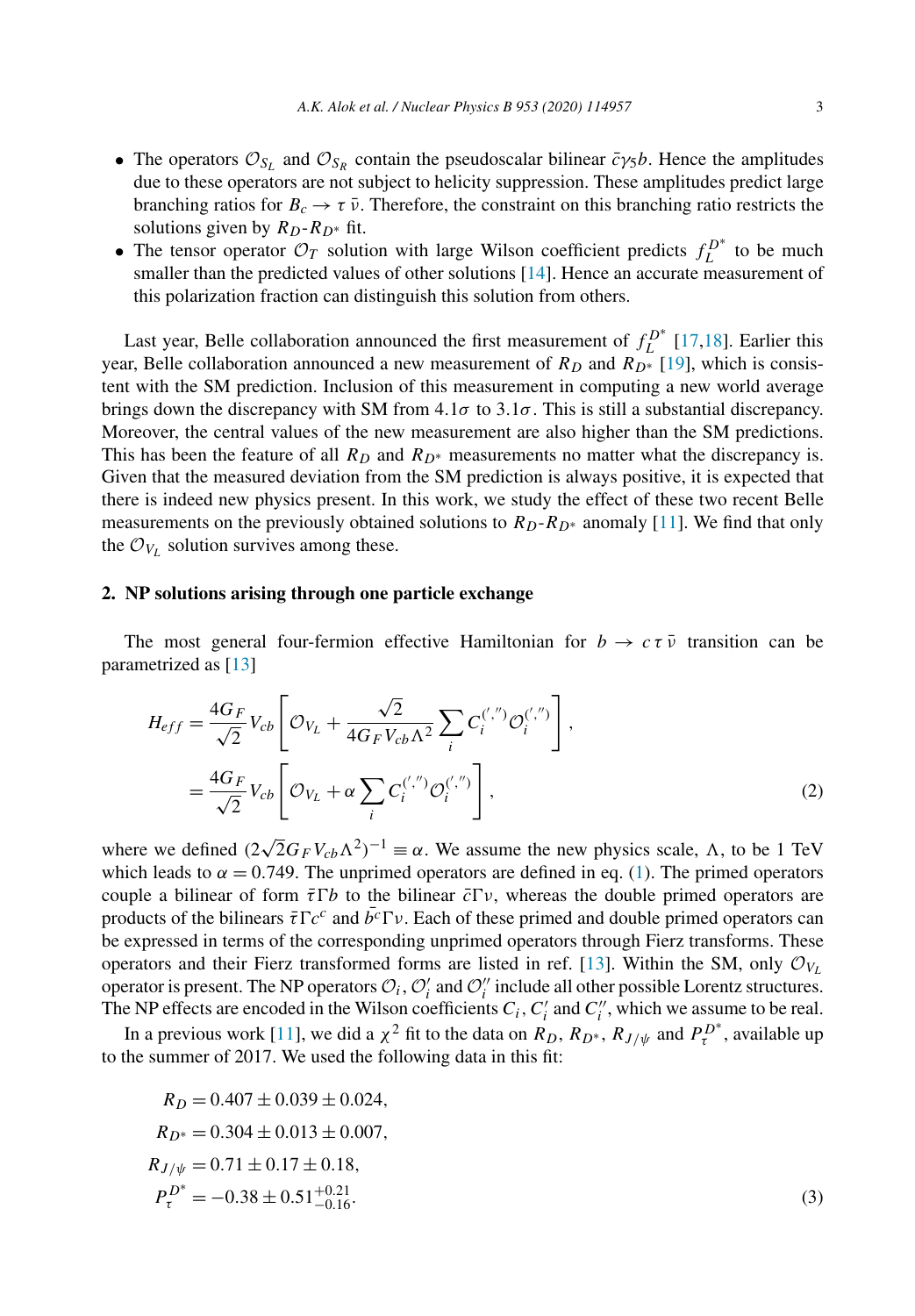- The operators $\mathcal{O}_{S_L}$ and $\mathcal{O}_{S_R}$ contain the pseudoscalar bilinear $\bar{c}\gamma_5 b$. Hence the amplitudes due to these operators are not subject to helicity suppression. These amplitudes predict large branching ratios for $B_c \to \tau\,\bar{\nu}$. Therefore, the constraint on this branching ratio restricts the solutions given by $R_D$-$R_{D^*}$ fit.
- The tensor operator $\mathcal{O}_T$ solution with large Wilson coefficient predicts $f_L^{D^*}$ to be much smaller than the predicted values of other solutions [14]. Hence an accurate measurement of this polarization fraction can distinguish this solution from others.

Last year, Belle collaboration announced the first measurement of $f_L^{D^*}$ [17,18]. Earlier this year, Belle collaboration announced a new measurement of $R_D$ and $R_{D^*}$ [19], which is consistent with the SM prediction. Inclusion of this measurement in computing a new world average brings down the discrepancy with SM from $4.1\sigma$ to $3.1\sigma$. This is still a substantial discrepancy. Moreover, the central values of the new measurement are also higher than the SM predictions. This has been the feature of all $R_D$ and $R_{D^*}$ measurements no matter what the discrepancy is. Given that the measured deviation from the SM prediction is always positive, it is expected that there is indeed new physics present. In this work, we study the effect of these two recent Belle measurements on the previously obtained solutions to $R_D$-$R_{D^*}$ anomaly [11]. We find that only the $\mathcal{O}_{V_L}$ solution survives among these.

## 2. NP solutions arising through one particle exchange

The most general four-fermion effective Hamiltonian for $b \to c\,\tau\,\bar{\nu}$ transition can be parametrized as [13]

$$
\begin{aligned}
H_{eff} &= \frac{4G_F}{\sqrt{2}} V_{cb}\left[\mathcal{O}_{V_L} + \frac{\sqrt{2}}{4G_F V_{cb}\Lambda^2}\sum_i C_i^{(\prime,\prime\prime)}\mathcal{O}_i^{(\prime,\prime\prime)}\right], \\
&= \frac{4G_F}{\sqrt{2}} V_{cb}\left[\mathcal{O}_{V_L} + \alpha \sum_i C_i^{(\prime,\prime\prime)}\mathcal{O}_i^{(\prime,\prime\prime)}\right],
\end{aligned}
\tag{2}
$$

where we defined $(2\sqrt{2}G_F V_{cb}\Lambda^2)^{-1} \equiv \alpha$. We assume the new physics scale, $\Lambda$, to be 1 TeV which leads to $\alpha = 0.749$. The unprimed operators are defined in eq. (1). The primed operators couple a bilinear of form $\bar{\tau}\Gamma b$ to the bilinear $\bar{c}\Gamma\nu$, whereas the double primed operators are products of the bilinears $\bar{\tau}\Gamma c^c$ and $\bar{b^c}\Gamma\nu$. Each of these primed and double primed operators can be expressed in terms of the corresponding unprimed operators through Fierz transforms. These operators and their Fierz transformed forms are listed in ref. [13]. Within the SM, only $\mathcal{O}_{V_L}$ operator is present. The NP operators $\mathcal{O}_i$, $\mathcal{O}_i'$ and $\mathcal{O}_i''$ include all other possible Lorentz structures. The NP effects are encoded in the Wilson coefficients $C_i$, $C_i'$ and $C_i''$, which we assume to be real.

In a previous work [11], we did a $\chi^2$ fit to the data on $R_D$, $R_{D^*}$, $R_{J/\psi}$ and $P_\tau^{D^*}$, available up to the summer of 2017. We used the following data in this fit:

$$
\begin{aligned}
R_D &= 0.407 \pm 0.039 \pm 0.024, \\
R_{D^*} &= 0.304 \pm 0.013 \pm 0.007, \\
R_{J/\psi} &= 0.71 \pm 0.17 \pm 0.18, \\
P_\tau^{D^*} &= -0.38 \pm 0.51^{+0.21}_{-0.16}.
\end{aligned}
\tag{3}
$$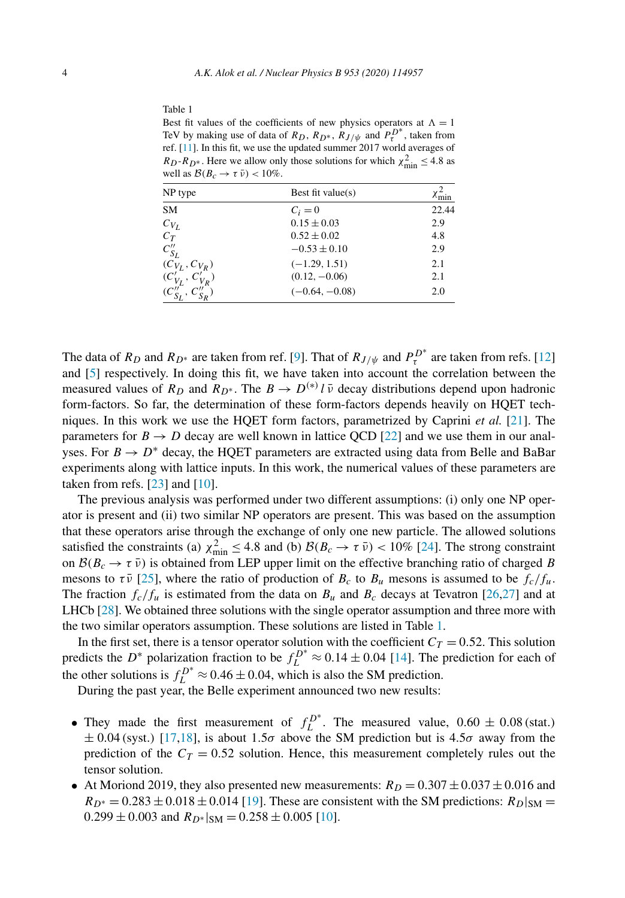Table 1

Best fit values of the coefficients of new physics operators at $\Lambda = 1$ TeV by making use of data of $R_D$, $R_{D^*}$, $R_{J/\psi}$ and $P_\tau^{D^*}$, taken from ref. [11]. In this fit, we use the updated summer 2017 world averages of $R_D$-$R_{D^*}$. Here we allow only those solutions for which $\chi^2_{\rm min} \le 4.8$ as well as $\mathcal{B}(B_c \to \tau\,\bar{\nu}) < 10\%$.

| NP type | Best fit value(s) | $\chi^2_{\rm min}$ |
|---|---|---|
| SM | $C_i = 0$ | 22.44 |
| $C_{V_L}$ | $0.15 \pm 0.03$ | 2.9 |
| $C_T$ | $0.52 \pm 0.02$ | 4.8 |
| $C''_{S_L}$ | $-0.53 \pm 0.10$ | 2.9 |
| $(C_{V_L}, C_{V_R})$ | $(-1.29, 1.51)$ | 2.1 |
| $(C'_{V_L}, C'_{V_R})$ | $(0.12, -0.06)$ | 2.1 |
| $(C''_{S_L}, C''_{S_R})$ | $(-0.64, -0.08)$ | 2.0 |

The data of $R_D$ and $R_{D^*}$ are taken from ref. [9]. That of $R_{J/\psi}$ and $P_\tau^{D^*}$ are taken from refs. [12] and [5] respectively. In doing this fit, we have taken into account the correlation between the measured values of $R_D$ and $R_{D^*}$. The $B \to D^{(*)}\,l\,\bar{\nu}$ decay distributions depend upon hadronic form-factors. So far, the determination of these form-factors depends heavily on HQET techniques. In this work we use the HQET form factors, parametrized by Caprini *et al.* [21]. The parameters for $B \to D$ decay are well known in lattice QCD [22] and we use them in our analyses. For $B \to D^*$ decay, the HQET parameters are extracted using data from Belle and BaBar experiments along with lattice inputs. In this work, the numerical values of these parameters are taken from refs. [23] and [10].

The previous analysis was performed under two different assumptions: (i) only one NP operator is present and (ii) two similar NP operators are present. This was based on the assumption that these operators arise through the exchange of only one new particle. The allowed solutions satisfied the constraints (a) $\chi^2_{\rm min} \le 4.8$ and (b) $\mathcal{B}(B_c \to \tau\,\bar{\nu}) < 10\%$ [24]. The strong constraint on $\mathcal{B}(B_c \to \tau\,\bar{\nu})$ is obtained from LEP upper limit on the effective branching ratio of charged $B$ mesons to $\tau\bar{\nu}$ [25], where the ratio of production of $B_c$ to $B_u$ mesons is assumed to be $f_c/f_u$. The fraction $f_c/f_u$ is estimated from the data on $B_u$ and $B_c$ decays at Tevatron [26,27] and at LHCb [28]. We obtained three solutions with the single operator assumption and three more with the two similar operators assumption. These solutions are listed in Table 1.

In the first set, there is a tensor operator solution with the coefficient $C_T = 0.52$. This solution predicts the $D^*$ polarization fraction to be $f_L^{D^*} \approx 0.14 \pm 0.04$ [14]. The prediction for each of the other solutions is $f_L^{D^*} \approx 0.46 \pm 0.04$, which is also the SM prediction.

During the past year, the Belle experiment announced two new results:

- They made the first measurement of $f_L^{D^*}$. The measured value, $0.60 \pm 0.08\,(\text{stat.}) \pm 0.04\,(\text{syst.})$ [17,18], is about $1.5\sigma$ above the SM prediction but is $4.5\sigma$ away from the prediction of the $C_T = 0.52$ solution. Hence, this measurement completely rules out the tensor solution.
- At Moriond 2019, they also presented new measurements: $R_D = 0.307 \pm 0.037 \pm 0.016$ and $R_{D^*} = 0.283 \pm 0.018 \pm 0.014$ [19]. These are consistent with the SM predictions: $R_D|_{\rm SM} = 0.299 \pm 0.003$ and $R_{D^*}|_{\rm SM} = 0.258 \pm 0.005$ [10].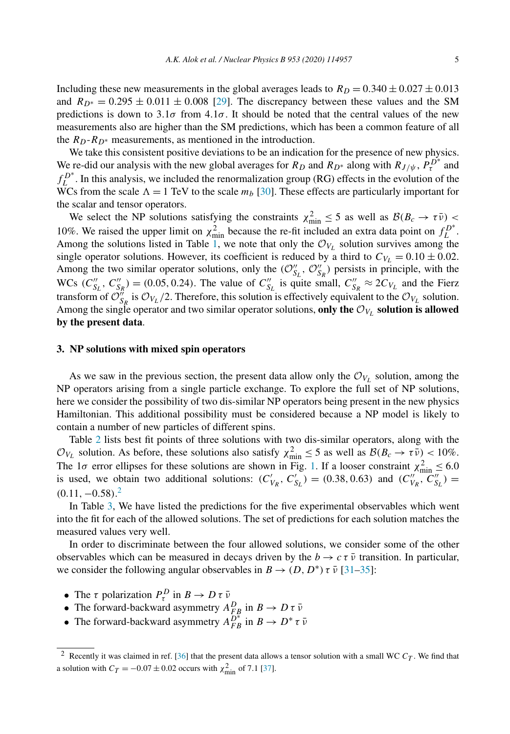Including these new measurements in the global averages leads to $R_D = 0.340 \pm 0.027 \pm 0.013$ and $R_{D^*} = 0.295 \pm 0.011 \pm 0.008$ [29]. The discrepancy between these values and the SM predictions is down to $3.1\sigma$ from $4.1\sigma$. It should be noted that the central values of the new measurements also are higher than the SM predictions, which has been a common feature of all the $R_D$-$R_{D^*}$ measurements, as mentioned in the introduction.

We take this consistent positive deviations to be an indication for the presence of new physics. We re-did our analysis with the new global averages for $R_D$ and $R_{D^*}$ along with $R_{J/\psi}$, $P_\tau^{D^*}$ and $f_L^{D^*}$. In this analysis, we included the renormalization group (RG) effects in the evolution of the WCs from the scale $\Lambda = 1$ TeV to the scale $m_b$ [30]. These effects are particularly important for the scalar and tensor operators.

We select the NP solutions satisfying the constraints $\chi^2_{\rm min} \le 5$ as well as $\mathcal{B}(B_c \to \tau\bar{\nu}) < 10\%$. We raised the upper limit on $\chi^2_{\rm min}$ because the re-fit included an extra data point on $f_L^{D^*}$. Among the solutions listed in Table 1, we note that only the $\mathcal{O}_{V_L}$ solution survives among the single operator solutions. However, its coefficient is reduced by a third to $C_{V_L} = 0.10 \pm 0.02$. Among the two similar operator solutions, only the $(\mathcal{O}''_{S_L}, \mathcal{O}''_{S_R})$ persists in principle, with the WCs $(C''_{S_L}, C''_{S_R}) = (0.05, 0.24)$. The value of $C''_{S_L}$ is quite small, $C''_{S_R} \approx 2C_{V_L}$ and the Fierz transform of $\mathcal{O}''_{S_R}$ is $\mathcal{O}_{V_L}/2$. Therefore, this solution is effectively equivalent to the $\mathcal{O}_{V_L}$ solution. Among the single operator and two similar operator solutions, **only the $\mathcal{O}_{V_L}$ solution is allowed by the present data**.

## 3. NP solutions with mixed spin operators

As we saw in the previous section, the present data allow only the $\mathcal{O}_{V_L}$ solution, among the NP operators arising from a single particle exchange. To explore the full set of NP solutions, here we consider the possibility of two dis-similar NP operators being present in the new physics Hamiltonian. This additional possibility must be considered because a NP model is likely to contain a number of new particles of different spins.

Table 2 lists best fit points of three solutions with two dis-similar operators, along with the $\mathcal{O}_{V_L}$ solution. As before, these solutions also satisfy $\chi^2_{\rm min} \le 5$ as well as $\mathcal{B}(B_c \to \tau\bar{\nu}) < 10\%$. The $1\sigma$ error ellipses for these solutions are shown in Fig. 1. If a looser constraint $\chi^2_{\rm min} \le 6.0$ is used, we obtain two additional solutions: $(C'_{V_R}, C'_{S_L}) = (0.38, 0.63)$ and $(C''_{V_R}, C''_{S_L}) = (0.11, -0.58)$.[2]

In Table 3, We have listed the predictions for the five experimental observables which went into the fit for each of the allowed solutions. The set of predictions for each solution matches the measured values very well.

In order to discriminate between the four allowed solutions, we consider some of the other observables which can be measured in decays driven by the $b \to c\,\tau\,\bar{\nu}$ transition. In particular, we consider the following angular observables in $B \to (D, D^*)\,\tau\,\bar{\nu}$ [31–35]:

- The $\tau$ polarization $P_\tau^D$ in $B \to D\,\tau\,\bar{\nu}$
- The forward-backward asymmetry $A_{FB}^D$ in $B \to D\,\tau\,\bar{\nu}$
- The forward-backward asymmetry $A_{FB}^{D^*}$ in $B \to D^*\,\tau\,\bar{\nu}$

[2] Recently it was claimed in ref. [36] that the present data allows a tensor solution with a small WC $C_T$. We find that a solution with $C_T = -0.07 \pm 0.02$ occurs with $\chi^2_{\rm min}$ of 7.1 [37].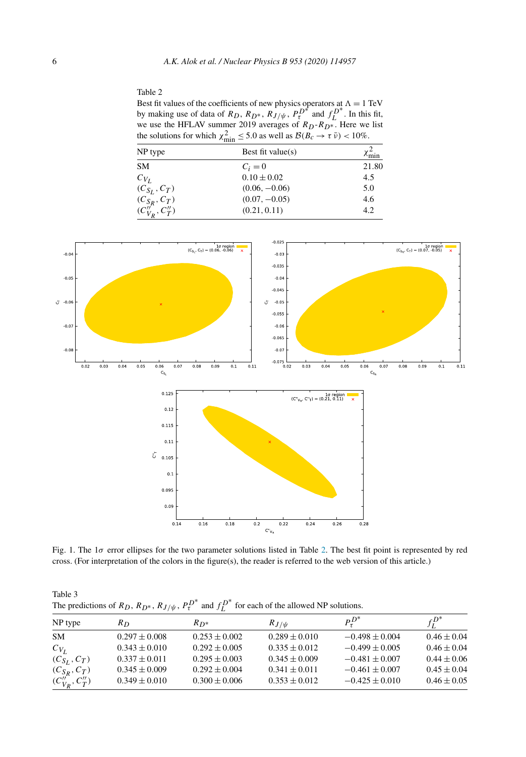Table 2
Best fit values of the coefficients of new physics operators at $\Lambda = 1$ TeV by making use of data of $R_D$, $R_{D^*}$, $R_{J/\psi}$, $P_\tau^{D^*}$ and $f_L^{D^*}$. In this fit, we use the HFLAV summer 2019 averages of $R_D$-$R_{D^*}$. Here we list the solutions for which $\chi^2_{\rm min} \leq 5.0$ as well as $\mathcal{B}(B_c \to \tau\,\bar{\nu}) < 10\%$.

| NP type | Best fit value(s) | $\chi^2_{\rm min}$ |
|---|---|---|
| SM | $C_i = 0$ | 21.80 |
| $C_{V_L}$ | $0.10 \pm 0.02$ | 4.5 |
| $(C_{S_L}, C_T)$ | $(0.06, -0.06)$ | 5.0 |
| $(C_{S_R}, C_T)$ | $(0.07, -0.05)$ | 4.6 |
| $(C''_{V_R}, C''_T)$ | $(0.21, 0.11)$ | 4.2 |

Fig. 1. The $1\sigma$ error ellipses for the two parameter solutions listed in Table 2. The best fit point is represented by red cross. (For interpretation of the colors in the figure(s), the reader is referred to the web version of this article.)

Table 3
The predictions of $R_D$, $R_{D^*}$, $R_{J/\psi}$, $P_\tau^{D^*}$ and $f_L^{D^*}$ for each of the allowed NP solutions.

| NP type | $R_D$ | $R_{D^*}$ | $R_{J/\psi}$ | $P_\tau^{D^*}$ | $f_L^{D^*}$ |
|---|---|---|---|---|---|
| SM | $0.297 \pm 0.008$ | $0.253 \pm 0.002$ | $0.289 \pm 0.010$ | $-0.498 \pm 0.004$ | $0.46 \pm 0.04$ |
| $C_{V_L}$ | $0.343 \pm 0.010$ | $0.292 \pm 0.005$ | $0.335 \pm 0.012$ | $-0.499 \pm 0.005$ | $0.46 \pm 0.04$ |
| $(C_{S_L}, C_T)$ | $0.337 \pm 0.011$ | $0.295 \pm 0.003$ | $0.345 \pm 0.009$ | $-0.481 \pm 0.007$ | $0.44 \pm 0.06$ |
| $(C_{S_R}, C_T)$ | $0.345 \pm 0.009$ | $0.292 \pm 0.004$ | $0.341 \pm 0.011$ | $-0.461 \pm 0.007$ | $0.45 \pm 0.04$ |
| $(C''_{V_R}, C''_T)$ | $0.349 \pm 0.010$ | $0.300 \pm 0.006$ | $0.353 \pm 0.012$ | $-0.425 \pm 0.010$ | $0.46 \pm 0.05$ |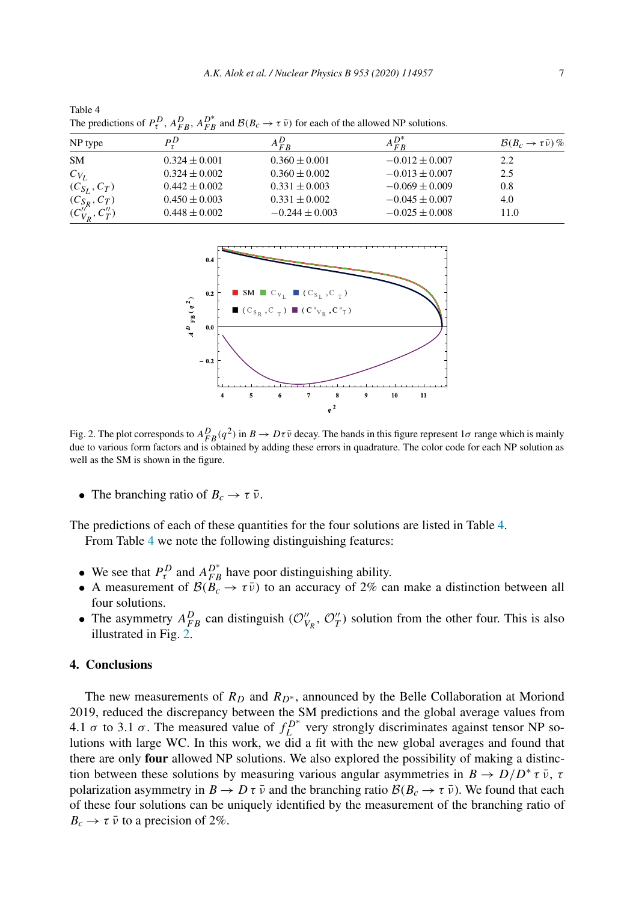Table 4
The predictions of $P_\tau^D$, $A_{FB}^D$, $A_{FB}^{D^*}$ and $\mathcal{B}(B_c \to \tau\,\bar{\nu})$ for each of the allowed NP solutions.

| NP type | $P_\tau^D$ | $A_{FB}^D$ | $A_{FB}^{D^*}$ | $\mathcal{B}(B_c \to \tau\,\bar{\nu})\,\%$ |
|---|---|---|---|---|
| SM | $0.324 \pm 0.001$ | $0.360 \pm 0.001$ | $-0.012 \pm 0.007$ | 2.2 |
| $C_{V_L}$ | $0.324 \pm 0.002$ | $0.360 \pm 0.002$ | $-0.013 \pm 0.007$ | 2.5 |
| $(C_{S_L}, C_T)$ | $0.442 \pm 0.002$ | $0.331 \pm 0.003$ | $-0.069 \pm 0.009$ | 0.8 |
| $(C_{S_R}, C_T)$ | $0.450 \pm 0.003$ | $0.331 \pm 0.002$ | $-0.045 \pm 0.007$ | 4.0 |
| $(C''_{V_R}, C''_T)$ | $0.448 \pm 0.002$ | $-0.244 \pm 0.003$ | $-0.025 \pm 0.008$ | 11.0 |

Fig. 2. The plot corresponds to $A_{FB}^D(q^2)$ in $B \to D\tau\bar{\nu}$ decay. The bands in this figure represent $1\sigma$ range which is mainly due to various form factors and is obtained by adding these errors in quadrature. The color code for each NP solution as well as the SM is shown in the figure.

- The branching ratio of $B_c \to \tau\,\bar{\nu}$.

The predictions of each of these quantities for the four solutions are listed in Table 4.

From Table 4 we note the following distinguishing features:

- We see that $P_\tau^D$ and $A_{FB}^{D^*}$ have poor distinguishing ability.
- A measurement of $\mathcal{B}(B_c \to \tau\bar{\nu})$ to an accuracy of 2% can make a distinction between all four solutions.
- The asymmetry $A_{FB}^D$ can distinguish $(\mathcal{O}''_{V_R}, \mathcal{O}''_T)$ solution from the other four. This is also illustrated in Fig. 2.

## 4. Conclusions

The new measurements of $R_D$ and $R_{D^*}$, announced by the Belle Collaboration at Moriond 2019, reduced the discrepancy between the SM predictions and the global average values from 4.1 $\sigma$ to 3.1 $\sigma$. The measured value of $f_L^{D^*}$ very strongly discriminates against tensor NP solutions with large WC. In this work, we did a fit with the new global averages and found that there are only **four** allowed NP solutions. We also explored the possibility of making a distinction between these solutions by measuring various angular asymmetries in $B \to D/D^*\,\tau\,\bar{\nu}$, $\tau$ polarization asymmetry in $B \to D\,\tau\,\bar{\nu}$ and the branching ratio $\mathcal{B}(B_c \to \tau\,\bar{\nu})$. We found that each of these four solutions can be uniquely identified by the measurement of the branching ratio of $B_c \to \tau\,\bar{\nu}$ to a precision of 2%.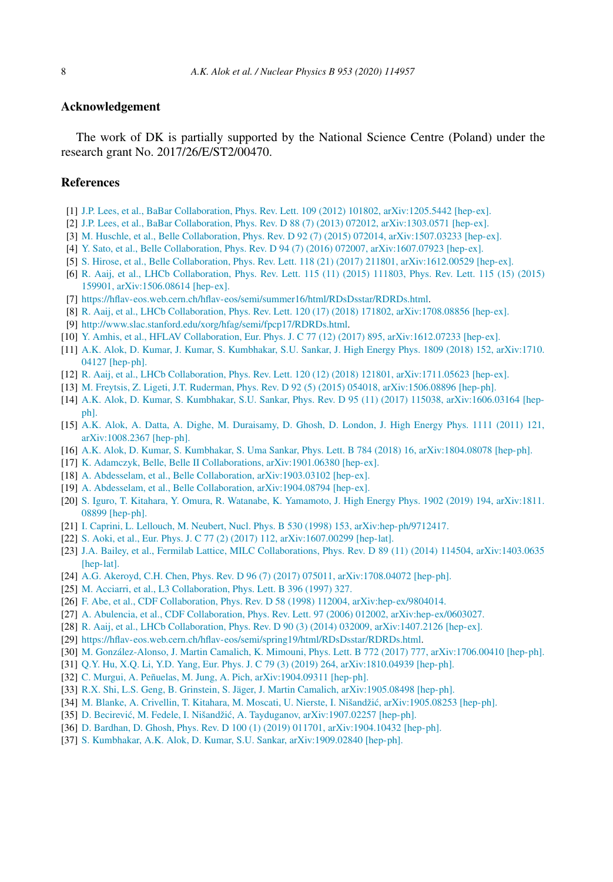## Acknowledgement

The work of DK is partially supported by the National Science Centre (Poland) under the research grant No. 2017/26/E/ST2/00470.

## References

[1] J.P. Lees, et al., BaBar Collaboration, Phys. Rev. Lett. 109 (2012) 101802, arXiv:1205.5442 [hep-ex].

[2] J.P. Lees, et al., BaBar Collaboration, Phys. Rev. D 88 (7) (2013) 072012, arXiv:1303.0571 [hep-ex].

[3] M. Huschle, et al., Belle Collaboration, Phys. Rev. D 92 (7) (2015) 072014, arXiv:1507.03233 [hep-ex].

[4] Y. Sato, et al., Belle Collaboration, Phys. Rev. D 94 (7) (2016) 072007, arXiv:1607.07923 [hep-ex].

[5] S. Hirose, et al., Belle Collaboration, Phys. Rev. Lett. 118 (21) (2017) 211801, arXiv:1612.00529 [hep-ex].

[6] R. Aaij, et al., LHCb Collaboration, Phys. Rev. Lett. 115 (11) (2015) 111803, Phys. Rev. Lett. 115 (15) (2015) 159901, arXiv:1506.08614 [hep-ex].

[7] https://hflav-eos.web.cern.ch/hflav-eos/semi/summer16/html/RDsDsstar/RDRDs.html.

[8] R. Aaij, et al., LHCb Collaboration, Phys. Rev. Lett. 120 (17) (2018) 171802, arXiv:1708.08856 [hep-ex].

[9] http://www.slac.stanford.edu/xorg/hfag/semi/fpcp17/RDRDs.html.

[10] Y. Amhis, et al., HFLAV Collaboration, Eur. Phys. J. C 77 (12) (2017) 895, arXiv:1612.07233 [hep-ex].

[11] A.K. Alok, D. Kumar, J. Kumar, S. Kumbhakar, S.U. Sankar, J. High Energy Phys. 1809 (2018) 152, arXiv:1710.04127 [hep-ph].

[12] R. Aaij, et al., LHCb Collaboration, Phys. Rev. Lett. 120 (12) (2018) 121801, arXiv:1711.05623 [hep-ex].

[13] M. Freytsis, Z. Ligeti, J.T. Ruderman, Phys. Rev. D 92 (5) (2015) 054018, arXiv:1506.08896 [hep-ph].

[14] A.K. Alok, D. Kumar, S. Kumbhakar, S.U. Sankar, Phys. Rev. D 95 (11) (2017) 115038, arXiv:1606.03164 [hep-ph].

[15] A.K. Alok, A. Datta, A. Dighe, M. Duraisamy, D. Ghosh, D. London, J. High Energy Phys. 1111 (2011) 121, arXiv:1008.2367 [hep-ph].

[16] A.K. Alok, D. Kumar, S. Kumbhakar, S. Uma Sankar, Phys. Lett. B 784 (2018) 16, arXiv:1804.08078 [hep-ph].

[17] K. Adamczyk, Belle, Belle II Collaborations, arXiv:1901.06380 [hep-ex].

[18] A. Abdesselam, et al., Belle Collaboration, arXiv:1903.03102 [hep-ex].

[19] A. Abdesselam, et al., Belle Collaboration, arXiv:1904.08794 [hep-ex].

[20] S. Iguro, T. Kitahara, Y. Omura, R. Watanabe, K. Yamamoto, J. High Energy Phys. 1902 (2019) 194, arXiv:1811.08899 [hep-ph].

[21] I. Caprini, L. Lellouch, M. Neubert, Nucl. Phys. B 530 (1998) 153, arXiv:hep-ph/9712417.

[22] S. Aoki, et al., Eur. Phys. J. C 77 (2) (2017) 112, arXiv:1607.00299 [hep-lat].

[23] J.A. Bailey, et al., Fermilab Lattice, MILC Collaborations, Phys. Rev. D 89 (11) (2014) 114504, arXiv:1403.0635 [hep-lat].

[24] A.G. Akeroyd, C.H. Chen, Phys. Rev. D 96 (7) (2017) 075011, arXiv:1708.04072 [hep-ph].

[25] M. Acciarri, et al., L3 Collaboration, Phys. Lett. B 396 (1997) 327.

[26] F. Abe, et al., CDF Collaboration, Phys. Rev. D 58 (1998) 112004, arXiv:hep-ex/9804014.

[27] A. Abulencia, et al., CDF Collaboration, Phys. Rev. Lett. 97 (2006) 012002, arXiv:hep-ex/0603027.

[28] R. Aaij, et al., LHCb Collaboration, Phys. Rev. D 90 (3) (2014) 032009, arXiv:1407.2126 [hep-ex].

[29] https://hflav-eos.web.cern.ch/hflav-eos/semi/spring19/html/RDsDsstar/RDRDs.html.

[30] M. González-Alonso, J. Martin Camalich, K. Mimouni, Phys. Lett. B 772 (2017) 777, arXiv:1706.00410 [hep-ph].

[31] Q.Y. Hu, X.Q. Li, Y.D. Yang, Eur. Phys. J. C 79 (3) (2019) 264, arXiv:1810.04939 [hep-ph].

[32] C. Murgui, A. Peñuelas, M. Jung, A. Pich, arXiv:1904.09311 [hep-ph].

[33] R.X. Shi, L.S. Geng, B. Grinstein, S. Jäger, J. Martin Camalich, arXiv:1905.08498 [hep-ph].

[34] M. Blanke, A. Crivellin, T. Kitahara, M. Moscati, U. Nierste, I. Nišandžić, arXiv:1905.08253 [hep-ph].

[35] D. Becirević, M. Fedele, I. Nišandžić, A. Tayduganov, arXiv:1907.02257 [hep-ph].

[36] D. Bardhan, D. Ghosh, Phys. Rev. D 100 (1) (2019) 011701, arXiv:1904.10432 [hep-ph].

[37] S. Kumbhakar, A.K. Alok, D. Kumar, S.U. Sankar, arXiv:1909.02840 [hep-ph].